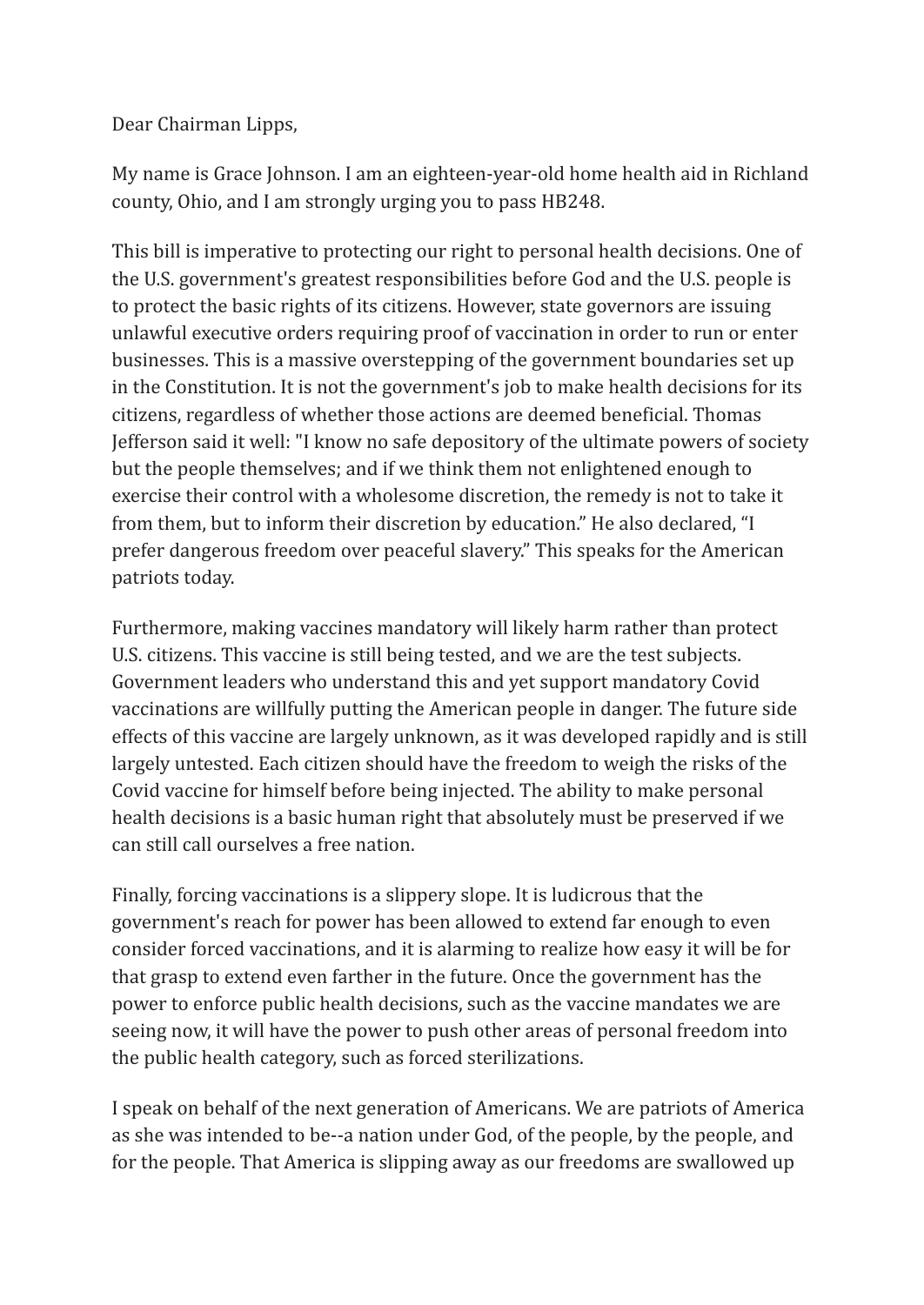Dear Chairman Lipps,

My name is Grace Johnson. I am an eighteen-year-old home health aid in Richland county, Ohio, and I am strongly urging you to pass HB248.

This bill is imperative to protecting our right to personal health decisions. One of the U.S. government's greatest responsibilities before God and the U.S. people is to protect the basic rights of its citizens. However, state governors are issuing unlawful executive orders requiring proof of vaccination in order to run or enter businesses. This is a massive overstepping of the government boundaries set up in the Constitution. It is not the government's job to make health decisions for its citizens, regardless of whether those actions are deemed beneficial. Thomas Jefferson said it well: "I know no safe depository of the ultimate powers of society but the people themselves; and if we think them not enlightened enough to exercise their control with a wholesome discretion, the remedy is not to take it from them, but to inform their discretion by education." He also declared, "I prefer dangerous freedom over peaceful slavery." This speaks for the American patriots today.

Furthermore, making vaccines mandatory will likely harm rather than protect U.S. citizens. This vaccine is still being tested, and we are the test subjects. Government leaders who understand this and yet support mandatory Covid vaccinations are willfully putting the American people in danger. The future side effects of this vaccine are largely unknown, as it was developed rapidly and is still largely untested. Each citizen should have the freedom to weigh the risks of the Covid vaccine for himself before being injected. The ability to make personal health decisions is a basic human right that absolutely must be preserved if we can still call ourselves a free nation.

Finally, forcing vaccinations is a slippery slope. It is ludicrous that the government's reach for power has been allowed to extend far enough to even consider forced vaccinations, and it is alarming to realize how easy it will be for that grasp to extend even farther in the future. Once the government has the power to enforce public health decisions, such as the vaccine mandates we are seeing now, it will have the power to push other areas of personal freedom into the public health category, such as forced sterilizations.

I speak on behalf of the next generation of Americans. We are patriots of America as she was intended to be--a nation under God, of the people, by the people, and for the people. That America is slipping away as our freedoms are swallowed up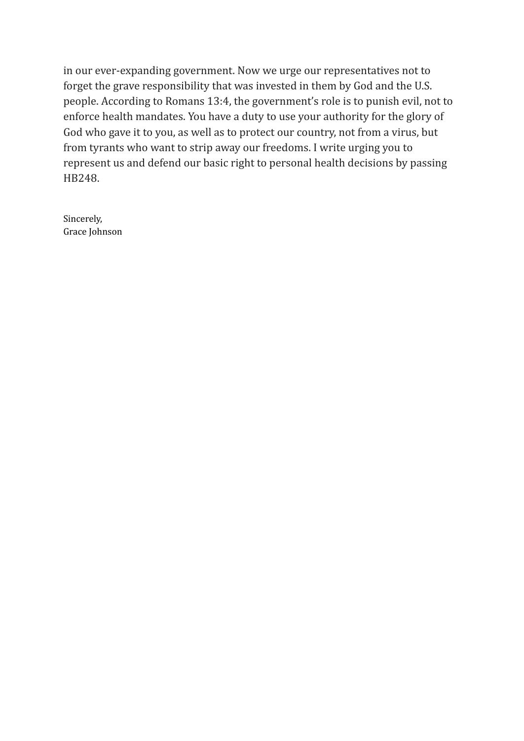in our ever-expanding government. Now we urge our representatives not to forget the grave responsibility that was invested in them by God and the U.S. people. According to Romans 13:4, the government's role is to punish evil, not to enforce health mandates. You have a duty to use your authority for the glory of God who gave it to you, as well as to protect our country, not from a virus, but from tyrants who want to strip away our freedoms. I write urging you to represent us and defend our basic right to personal health decisions by passing HB248.

Sincerely,
Grace Johnson